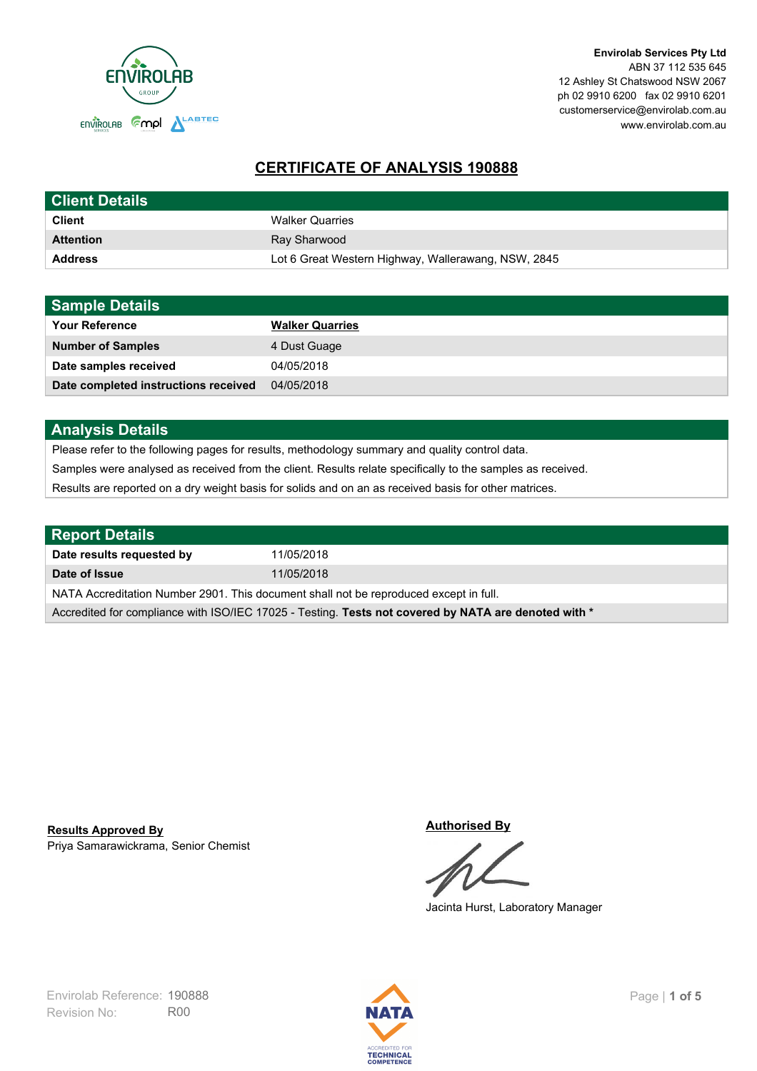**Envirolab Services Pty Ltd**
ABN 37 112 535 645
12 Ashley St Chatswood NSW 2067
ph 02 9910 6200 fax 02 9910 6201
customerservice@envirolab.com.au
www.envirolab.com.au

# CERTIFICATE OF ANALYSIS 190888

## Client Details

| | |
|---|---|
| **Client** | Walker Quarries |
| **Attention** | Ray Sharwood |
| **Address** | Lot 6 Great Western Highway, Wallerawang, NSW, 2845 |

## Sample Details

| | |
|---|---|
| **Your Reference** | **Walker Quarries** |
| **Number of Samples** | 4 Dust Guage |
| **Date samples received** | 04/05/2018 |
| **Date completed instructions received** | 04/05/2018 |

## Analysis Details

Please refer to the following pages for results, methodology summary and quality control data.

Samples were analysed as received from the client. Results relate specifically to the samples as received.

Results are reported on a dry weight basis for solids and on an as received basis for other matrices.

## Report Details

| | |
|---|---|
| **Date results requested by** | 11/05/2018 |
| **Date of Issue** | 11/05/2018 |

NATA Accreditation Number 2901. This document shall not be reproduced except in full.

Accredited for compliance with ISO/IEC 17025 - Testing. **Tests not covered by NATA are denoted with ***

**Results Approved By**
Priya Samarawickrama, Senior Chemist

**Authorised By**
Jacinta Hurst, Laboratory Manager

Envirolab Reference: 190888
Revision No: R00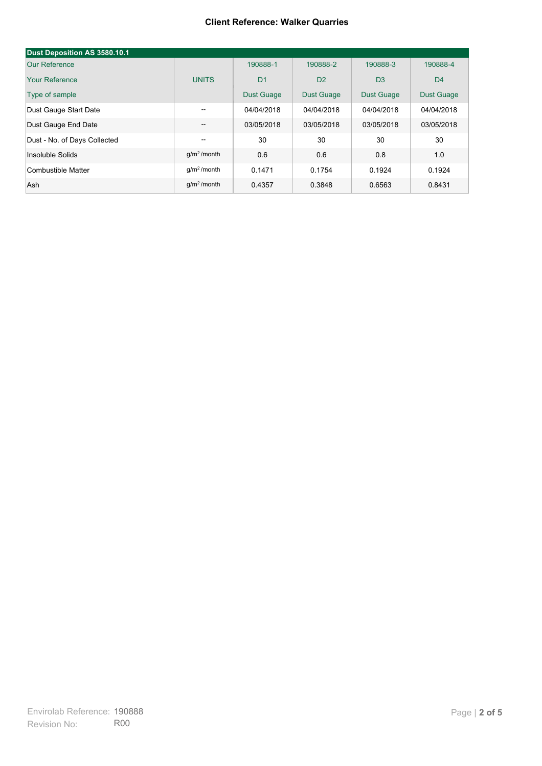**Client Reference: Walker Quarries**

| Dust Deposition AS 3580.10.1 | | | | | |
|---|---|---|---|---|---|
| Our Reference | | 190888-1 | 190888-2 | 190888-3 | 190888-4 |
| Your Reference | UNITS | D1 | D2 | D3 | D4 |
| Type of sample | | Dust Guage | Dust Guage | Dust Guage | Dust Guage |
| Dust Gauge Start Date | -- | 04/04/2018 | 04/04/2018 | 04/04/2018 | 04/04/2018 |
| Dust Gauge End Date | -- | 03/05/2018 | 03/05/2018 | 03/05/2018 | 03/05/2018 |
| Dust - No. of Days Collected | -- | 30 | 30 | 30 | 30 |
| Insoluble Solids | $g/m^2$ /month | 0.6 | 0.6 | 0.8 | 1.0 |
| Combustible Matter | $g/m^2$ /month | 0.1471 | 0.1754 | 0.1924 | 0.1924 |
| Ash | $g/m^2$ /month | 0.4357 | 0.3848 | 0.6563 | 0.8431 |

Envirolab Reference: 190888
Revision No: R00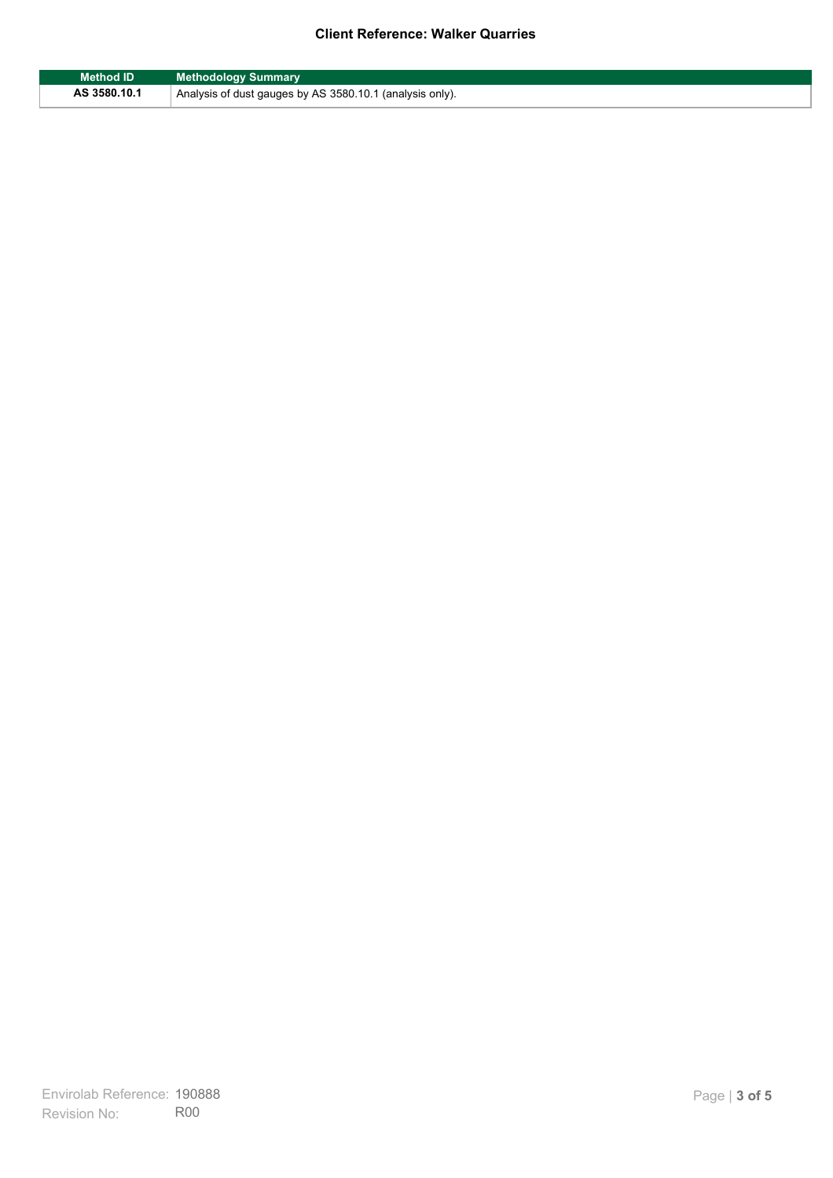| Method ID | Methodology Summary |
| --- | --- |
| AS 3580.10.1 | Analysis of dust gauges by AS 3580.10.1 (analysis only). |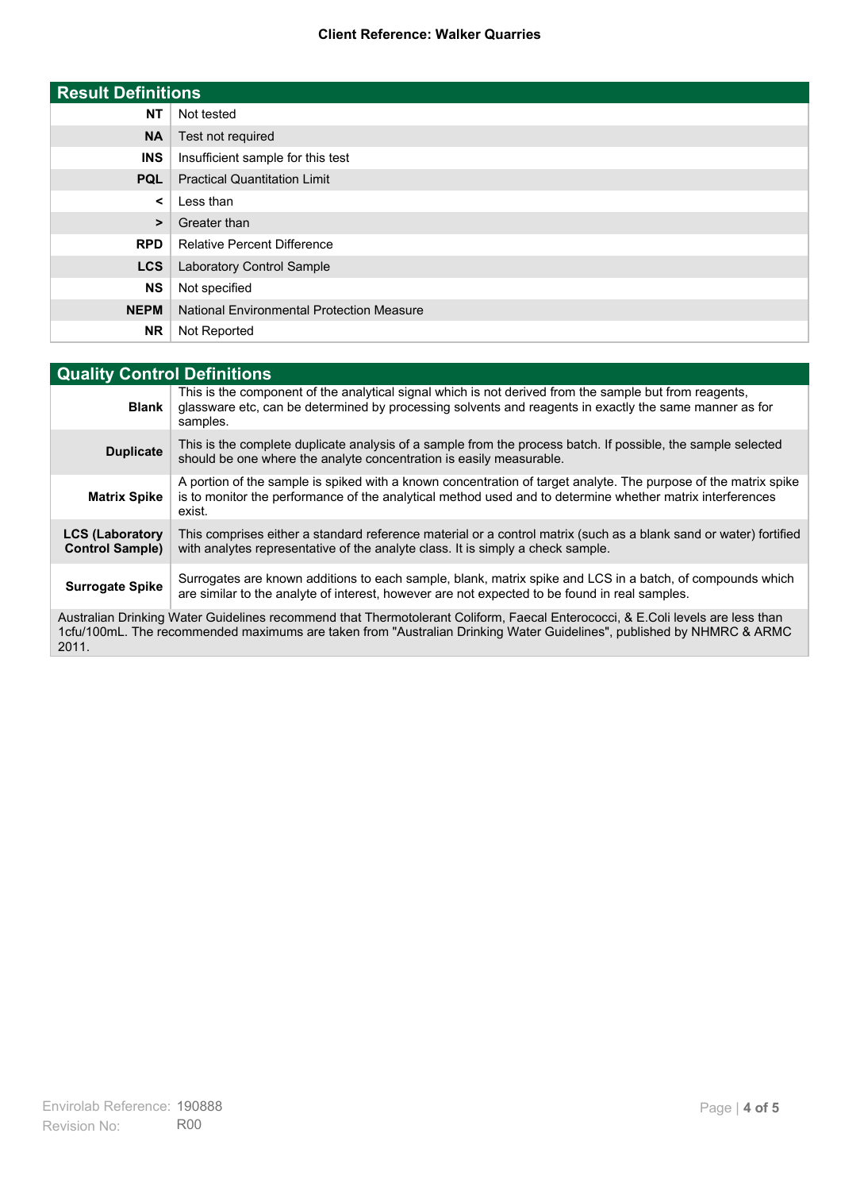**Client Reference: Walker Quarries**

| Result Definitions | |
|---|---|
| **NT** | Not tested |
| **NA** | Test not required |
| **INS** | Insufficient sample for this test |
| **PQL** | Practical Quantitation Limit |
| **<** | Less than |
| **>** | Greater than |
| **RPD** | Relative Percent Difference |
| **LCS** | Laboratory Control Sample |
| **NS** | Not specified |
| **NEPM** | National Environmental Protection Measure |
| **NR** | Not Reported |

| Quality Control Definitions | |
|---|---|
| **Blank** | This is the component of the analytical signal which is not derived from the sample but from reagents, glassware etc, can be determined by processing solvents and reagents in exactly the same manner as for samples. |
| **Duplicate** | This is the complete duplicate analysis of a sample from the process batch. If possible, the sample selected should be one where the analyte concentration is easily measurable. |
| **Matrix Spike** | A portion of the sample is spiked with a known concentration of target analyte. The purpose of the matrix spike is to monitor the performance of the analytical method used and to determine whether matrix interferences exist. |
| **LCS (Laboratory Control Sample)** | This comprises either a standard reference material or a control matrix (such as a blank sand or water) fortified with analytes representative of the analyte class. It is simply a check sample. |
| **Surrogate Spike** | Surrogates are known additions to each sample, blank, matrix spike and LCS in a batch, of compounds which are similar to the analyte of interest, however are not expected to be found in real samples. |

Australian Drinking Water Guidelines recommend that Thermotolerant Coliform, Faecal Enterococci, & E.Coli levels are less than 1cfu/100mL. The recommended maximums are taken from "Australian Drinking Water Guidelines", published by NHMRC & ARMC 2011.

Envirolab Reference: 190888
Revision No: R00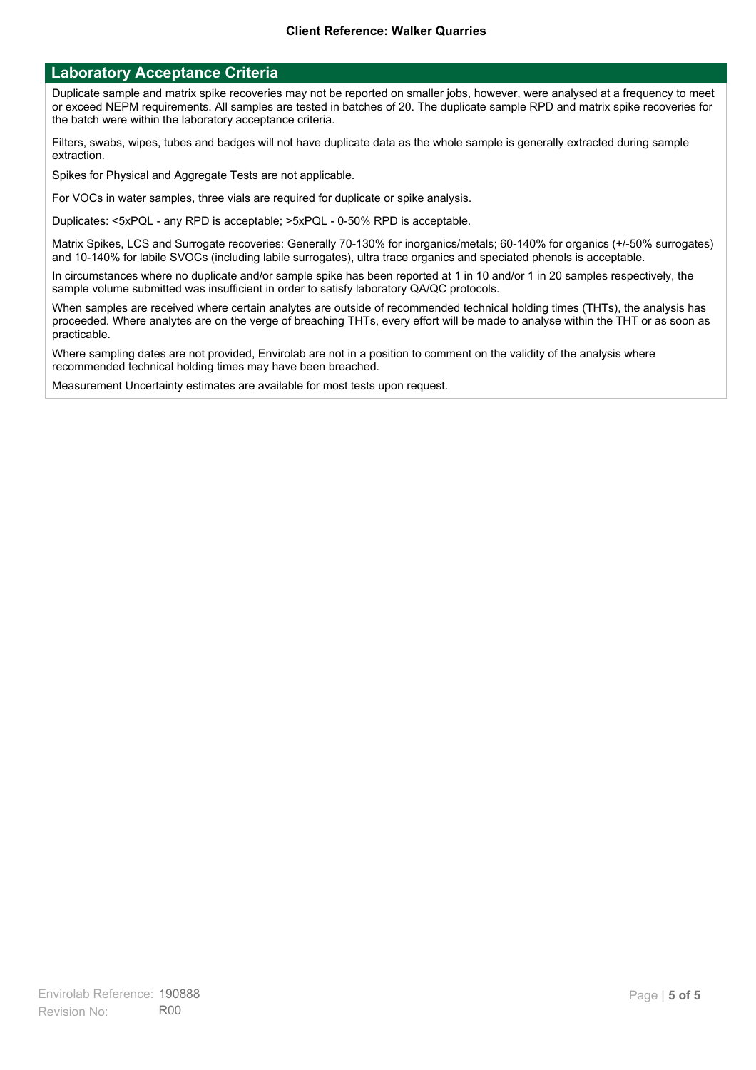## Laboratory Acceptance Criteria

Duplicate sample and matrix spike recoveries may not be reported on smaller jobs, however, were analysed at a frequency to meet or exceed NEPM requirements. All samples are tested in batches of 20. The duplicate sample RPD and matrix spike recoveries for the batch were within the laboratory acceptance criteria.

Filters, swabs, wipes, tubes and badges will not have duplicate data as the whole sample is generally extracted during sample extraction.

Spikes for Physical and Aggregate Tests are not applicable.

For VOCs in water samples, three vials are required for duplicate or spike analysis.

Duplicates: <5xPQL - any RPD is acceptable; >5xPQL - 0-50% RPD is acceptable.

Matrix Spikes, LCS and Surrogate recoveries: Generally 70-130% for inorganics/metals; 60-140% for organics (+/-50% surrogates) and 10-140% for labile SVOCs (including labile surrogates), ultra trace organics and speciated phenols is acceptable.

In circumstances where no duplicate and/or sample spike has been reported at 1 in 10 and/or 1 in 20 samples respectively, the sample volume submitted was insufficient in order to satisfy laboratory QA/QC protocols.

When samples are received where certain analytes are outside of recommended technical holding times (THTs), the analysis has proceeded. Where analytes are on the verge of breaching THTs, every effort will be made to analyse within the THT or as soon as practicable.

Where sampling dates are not provided, Envirolab are not in a position to comment on the validity of the analysis where recommended technical holding times may have been breached.

Measurement Uncertainty estimates are available for most tests upon request.